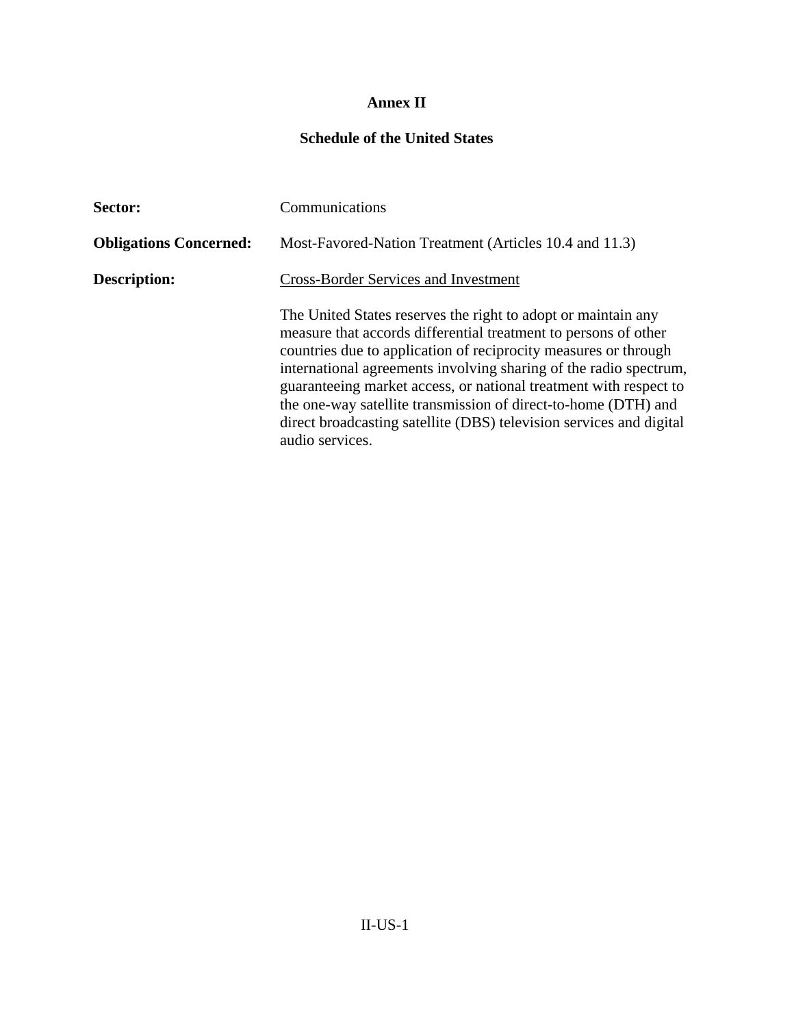# Annex II

## Schedule of the United States

**Sector:** Communications

**Obligations Concerned:** Most-Favored-Nation Treatment (Articles 10.4 and 11.3)

**Description:** Cross-Border Services and Investment

The United States reserves the right to adopt or maintain any measure that accords differential treatment to persons of other countries due to application of reciprocity measures or through international agreements involving sharing of the radio spectrum, guaranteeing market access, or national treatment with respect to the one-way satellite transmission of direct-to-home (DTH) and direct broadcasting satellite (DBS) television services and digital audio services.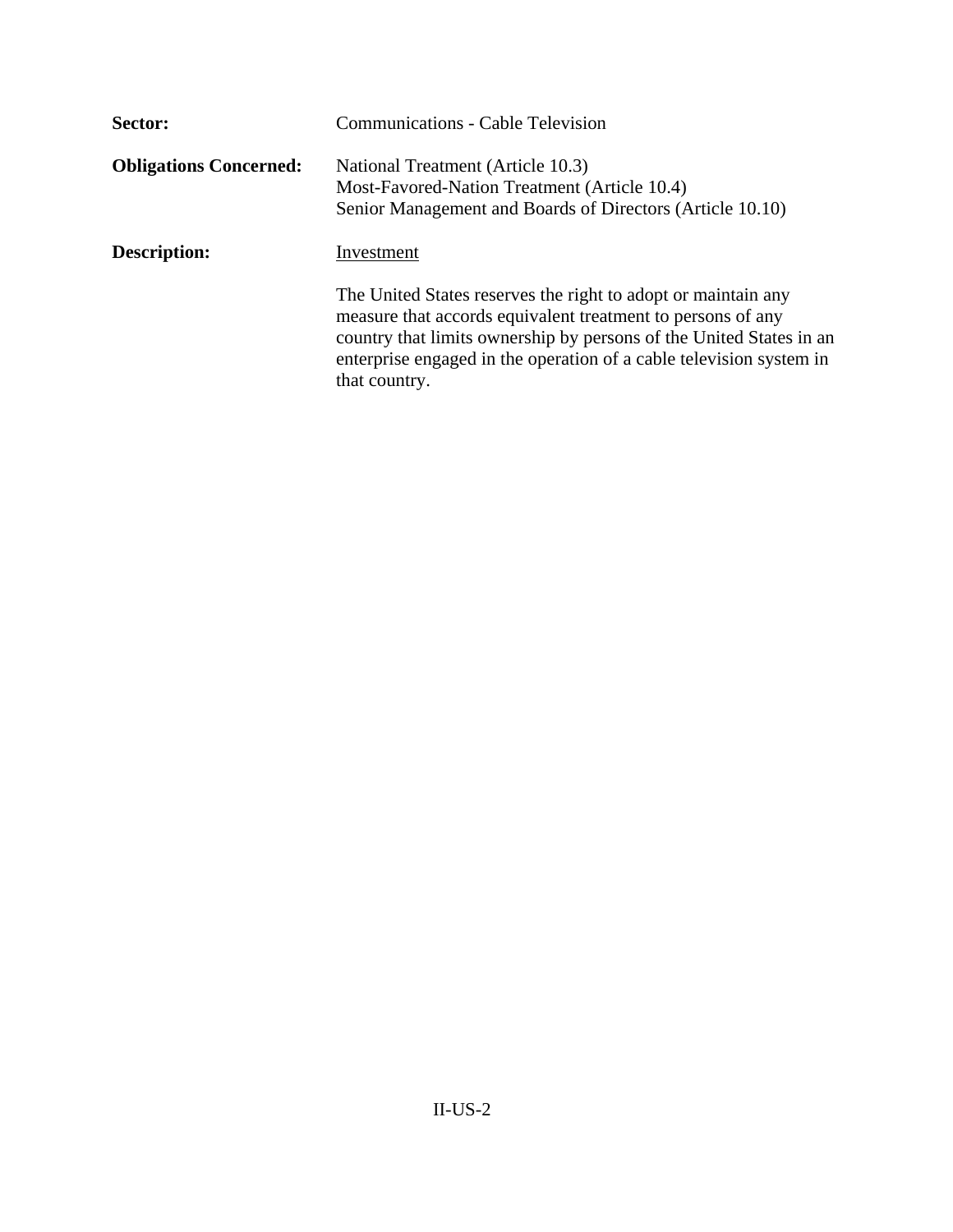**Sector:** Communications - Cable Television

**Obligations Concerned:** National Treatment (Article 10.3)
Most-Favored-Nation Treatment (Article 10.4)
Senior Management and Boards of Directors (Article 10.10)

**Description:** Investment

The United States reserves the right to adopt or maintain any measure that accords equivalent treatment to persons of any country that limits ownership by persons of the United States in an enterprise engaged in the operation of a cable television system in that country.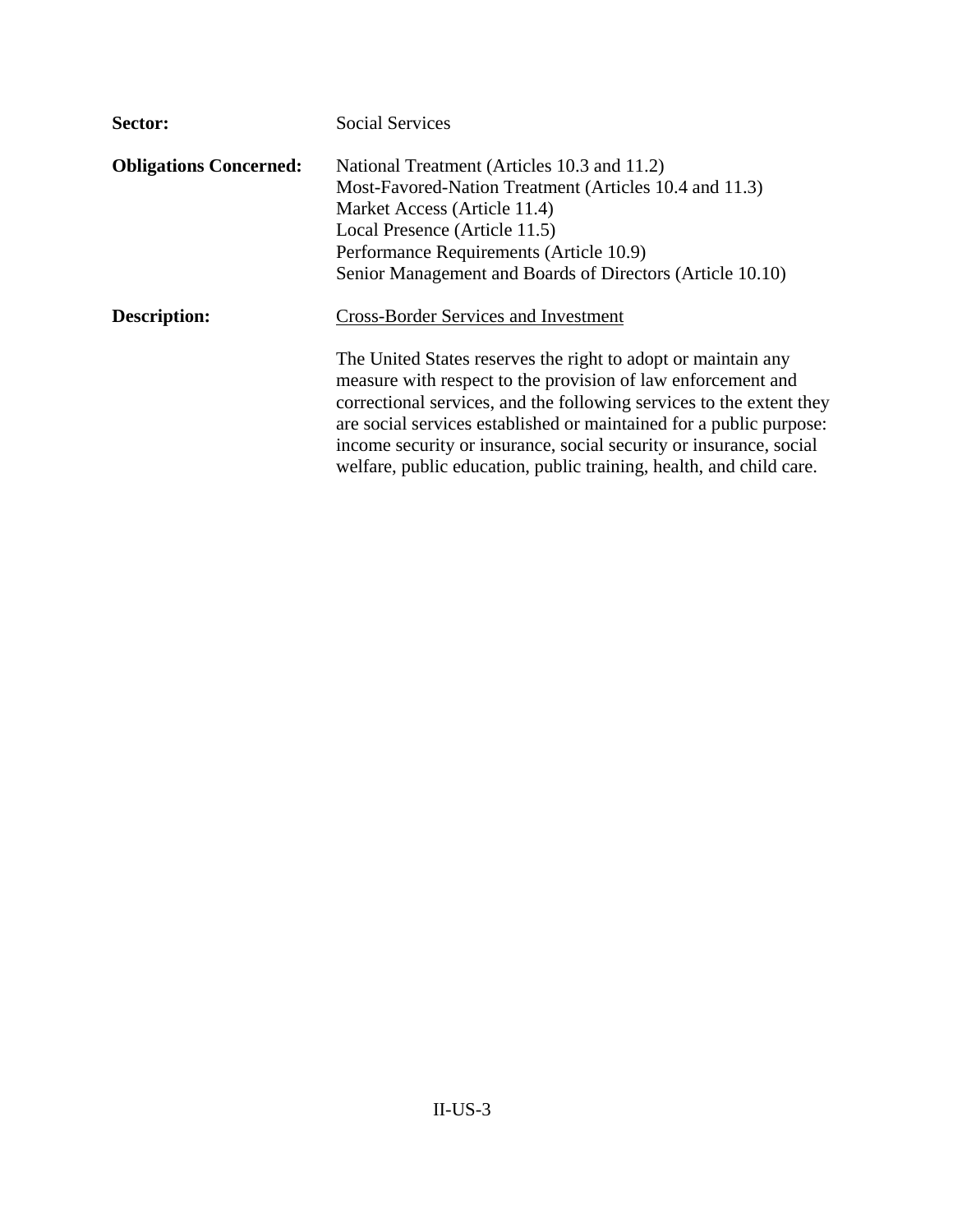**Sector:** Social Services

**Obligations Concerned:**
National Treatment (Articles 10.3 and 11.2)
Most-Favored-Nation Treatment (Articles 10.4 and 11.3)
Market Access (Article 11.4)
Local Presence (Article 11.5)
Performance Requirements (Article 10.9)
Senior Management and Boards of Directors (Article 10.10)

**Description:**

Cross-Border Services and Investment

The United States reserves the right to adopt or maintain any measure with respect to the provision of law enforcement and correctional services, and the following services to the extent they are social services established or maintained for a public purpose: income security or insurance, social security or insurance, social welfare, public education, public training, health, and child care.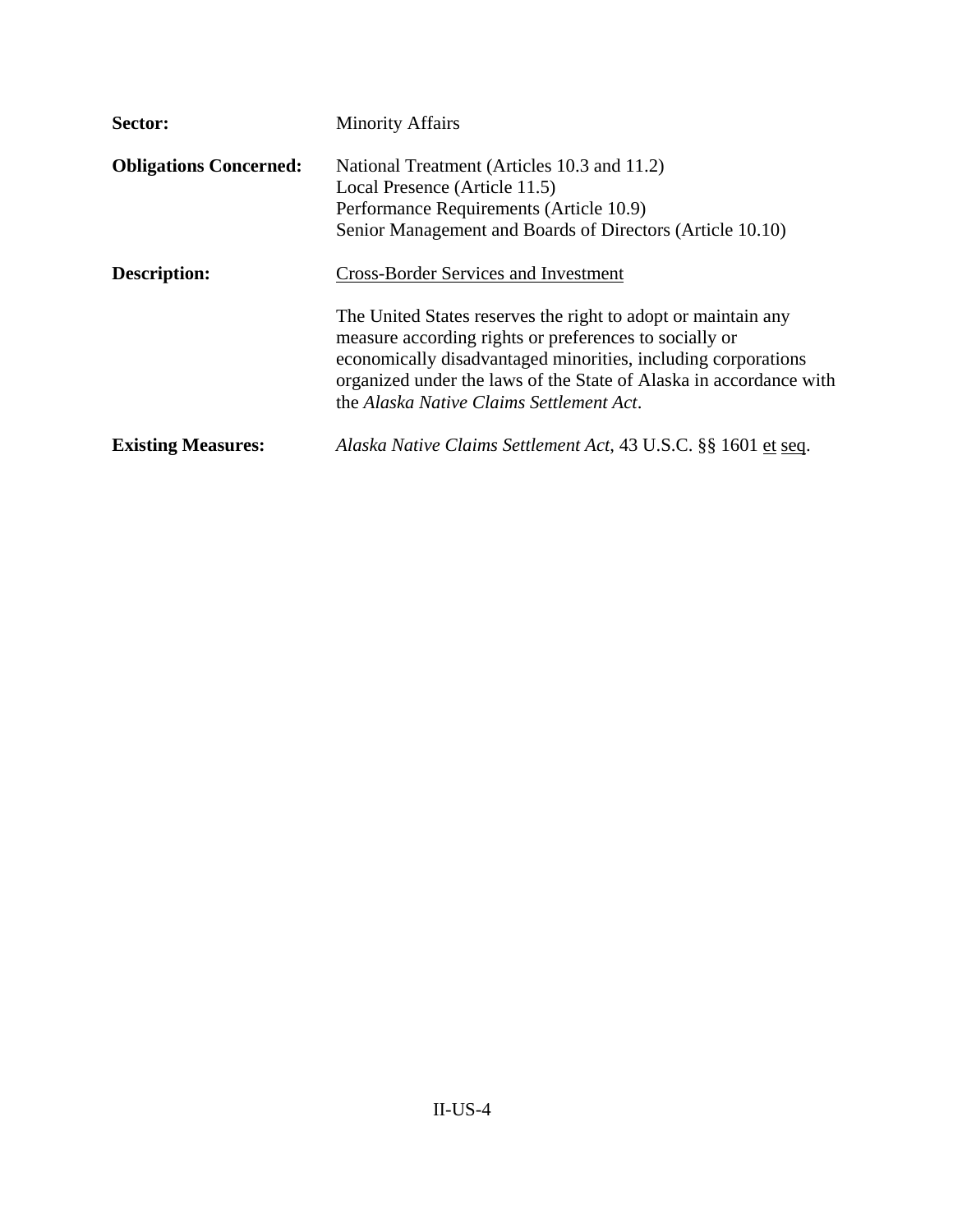**Sector:** Minority Affairs

**Obligations Concerned:** National Treatment (Articles 10.3 and 11.2)
Local Presence (Article 11.5)
Performance Requirements (Article 10.9)
Senior Management and Boards of Directors (Article 10.10)

**Description:** <u>Cross-Border Services and Investment</u>

The United States reserves the right to adopt or maintain any measure according rights or preferences to socially or economically disadvantaged minorities, including corporations organized under the laws of the State of Alaska in accordance with the *Alaska Native Claims Settlement Act*.

**Existing Measures:** *Alaska Native Claims Settlement Act*, 43 U.S.C. §§ 1601 <u>et</u> <u>seq</u>.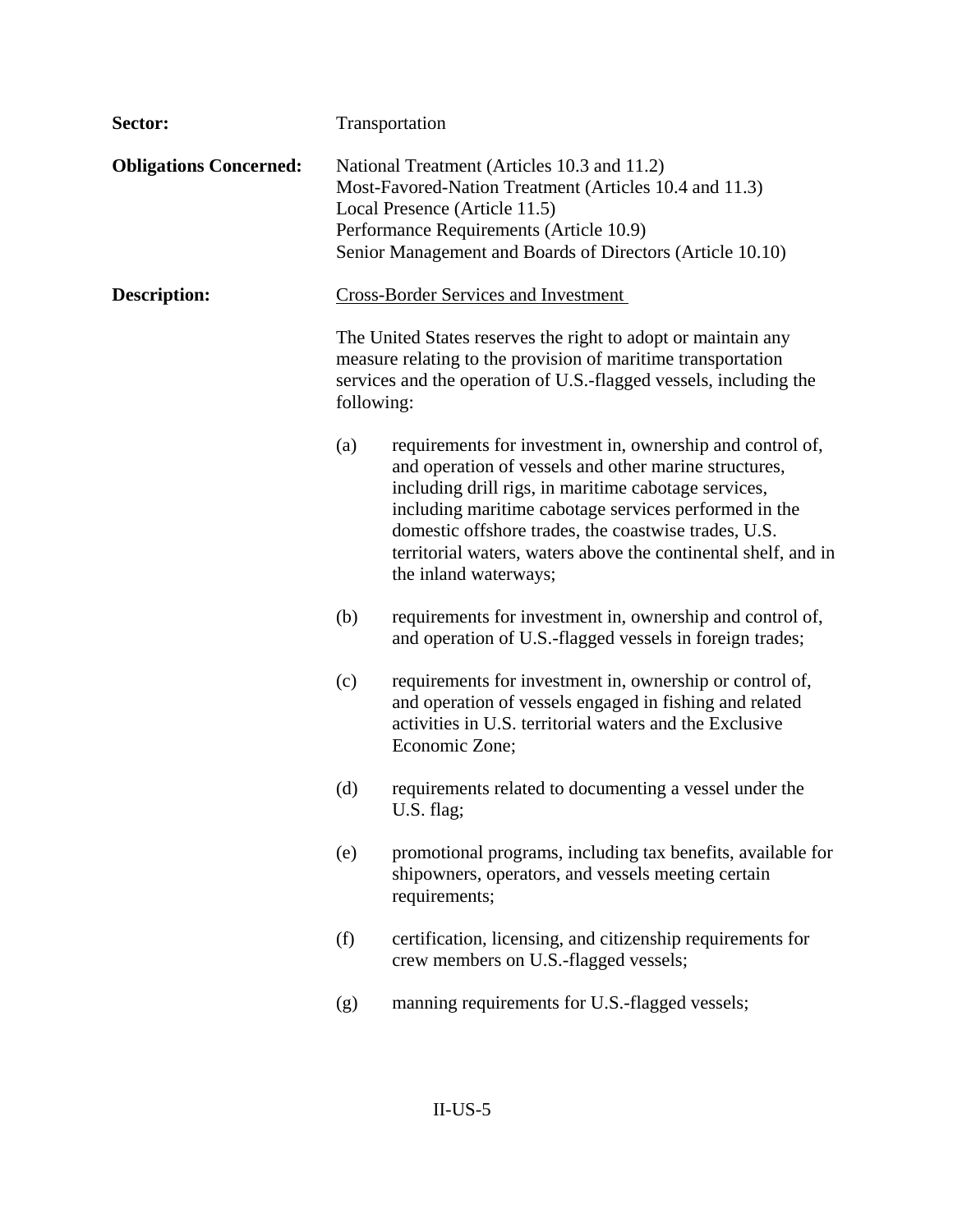**Sector:** Transportation

**Obligations Concerned:** National Treatment (Articles 10.3 and 11.2)
Most-Favored-Nation Treatment (Articles 10.4 and 11.3)
Local Presence (Article 11.5)
Performance Requirements (Article 10.9)
Senior Management and Boards of Directors (Article 10.10)

**Description:** <u>Cross-Border Services and Investment</u>

The United States reserves the right to adopt or maintain any measure relating to the provision of maritime transportation services and the operation of U.S.-flagged vessels, including the following:

(a) requirements for investment in, ownership and control of, and operation of vessels and other marine structures, including drill rigs, in maritime cabotage services, including maritime cabotage services performed in the domestic offshore trades, the coastwise trades, U.S. territorial waters, waters above the continental shelf, and in the inland waterways;

(b) requirements for investment in, ownership and control of, and operation of U.S.-flagged vessels in foreign trades;

(c) requirements for investment in, ownership or control of, and operation of vessels engaged in fishing and related activities in U.S. territorial waters and the Exclusive Economic Zone;

(d) requirements related to documenting a vessel under the U.S. flag;

(e) promotional programs, including tax benefits, available for shipowners, operators, and vessels meeting certain requirements;

(f) certification, licensing, and citizenship requirements for crew members on U.S.-flagged vessels;

(g) manning requirements for U.S.-flagged vessels;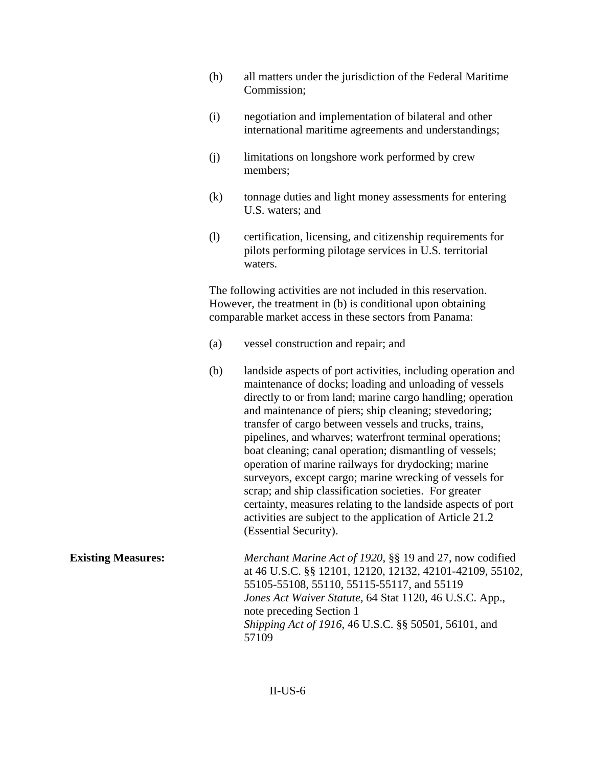(h) all matters under the jurisdiction of the Federal Maritime Commission;

(i) negotiation and implementation of bilateral and other international maritime agreements and understandings;

(j) limitations on longshore work performed by crew members;

(k) tonnage duties and light money assessments for entering U.S. waters; and

(l) certification, licensing, and citizenship requirements for pilots performing pilotage services in U.S. territorial waters.

The following activities are not included in this reservation. However, the treatment in (b) is conditional upon obtaining comparable market access in these sectors from Panama:

(a) vessel construction and repair; and

(b) landside aspects of port activities, including operation and maintenance of docks; loading and unloading of vessels directly to or from land; marine cargo handling; operation and maintenance of piers; ship cleaning; stevedoring; transfer of cargo between vessels and trucks, trains, pipelines, and wharves; waterfront terminal operations; boat cleaning; canal operation; dismantling of vessels; operation of marine railways for drydocking; marine surveyors, except cargo; marine wrecking of vessels for scrap; and ship classification societies. For greater certainty, measures relating to the landside aspects of port activities are subject to the application of Article 21.2 (Essential Security).

**Existing Measures:**

*Merchant Marine Act of 1920*, §§ 19 and 27, now codified at 46 U.S.C. §§ 12101, 12120, 12132, 42101-42109, 55102, 55105-55108, 55110, 55115-55117, and 55119
*Jones Act Waiver Statute*, 64 Stat 1120, 46 U.S.C. App., note preceding Section 1
*Shipping Act of 1916*, 46 U.S.C. §§ 50501, 56101, and 57109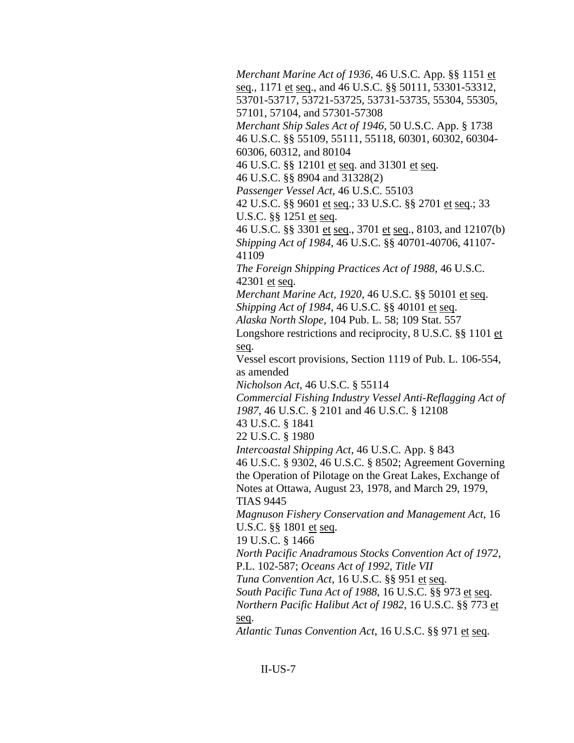*Merchant Marine Act of 1936*, 46 U.S.C. App. §§ 1151 et seq., 1171 et seq., and 46 U.S.C. §§ 50111, 53301-53312, 53701-53717, 53721-53725, 53731-53735, 55304, 55305, 57101, 57104, and 57301-57308

*Merchant Ship Sales Act of 1946*, 50 U.S.C. App. § 1738

46 U.S.C. §§ 55109, 55111, 55118, 60301, 60302, 60304-60306, 60312, and 80104

46 U.S.C. §§ 12101 et seq. and 31301 et seq.

46 U.S.C. §§ 8904 and 31328(2)

*Passenger Vessel Act*, 46 U.S.C. 55103

42 U.S.C. §§ 9601 et seq.; 33 U.S.C. §§ 2701 et seq.; 33 U.S.C. §§ 1251 et seq.

46 U.S.C. §§ 3301 et seq., 3701 et seq., 8103, and 12107(b)

*Shipping Act of 1984*, 46 U.S.C. §§ 40701-40706, 41107-41109

*The Foreign Shipping Practices Act of 1988*, 46 U.S.C. 42301 et seq.

*Merchant Marine Act, 1920*, 46 U.S.C. §§ 50101 et seq.

*Shipping Act of 1984*, 46 U.S.C. §§ 40101 et seq.

*Alaska North Slope*, 104 Pub. L. 58; 109 Stat. 557

Longshore restrictions and reciprocity, 8 U.S.C. §§ 1101 et seq.

Vessel escort provisions, Section 1119 of Pub. L. 106-554, as amended

*Nicholson Act*, 46 U.S.C. § 55114

*Commercial Fishing Industry Vessel Anti-Reflagging Act of 1987*, 46 U.S.C. § 2101 and 46 U.S.C. § 12108

43 U.S.C. § 1841

22 U.S.C. § 1980

*Intercoastal Shipping Act*, 46 U.S.C. App. § 843

46 U.S.C. § 9302, 46 U.S.C. § 8502; Agreement Governing the Operation of Pilotage on the Great Lakes, Exchange of Notes at Ottawa, August 23, 1978, and March 29, 1979, TIAS 9445

*Magnuson Fishery Conservation and Management Act*, 16 U.S.C. §§ 1801 et seq.

19 U.S.C. § 1466

*North Pacific Anadramous Stocks Convention Act of 1972*, P.L. 102-587; *Oceans Act of 1992, Title VII*

*Tuna Convention Act*, 16 U.S.C. §§ 951 et seq.

*South Pacific Tuna Act of 1988*, 16 U.S.C. §§ 973 et seq.

*Northern Pacific Halibut Act of 1982*, 16 U.S.C. §§ 773 et seq.

*Atlantic Tunas Convention Act*, 16 U.S.C. §§ 971 et seq.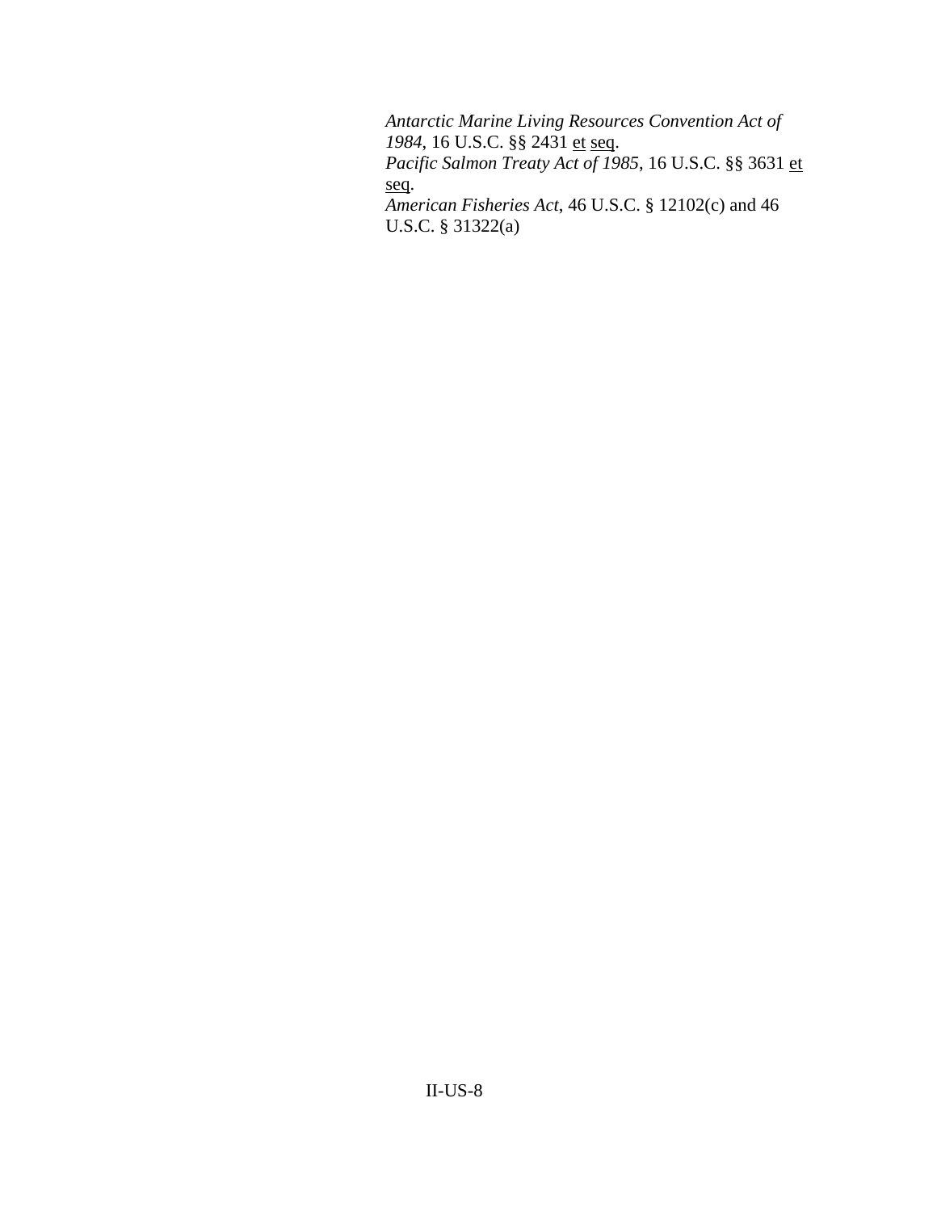*Antarctic Marine Living Resources Convention Act of 1984*, 16 U.S.C. §§ 2431 et seq.
*Pacific Salmon Treaty Act of 1985*, 16 U.S.C. §§ 3631 et seq.
*American Fisheries Act*, 46 U.S.C. § 12102(c) and 46 U.S.C. § 31322(a)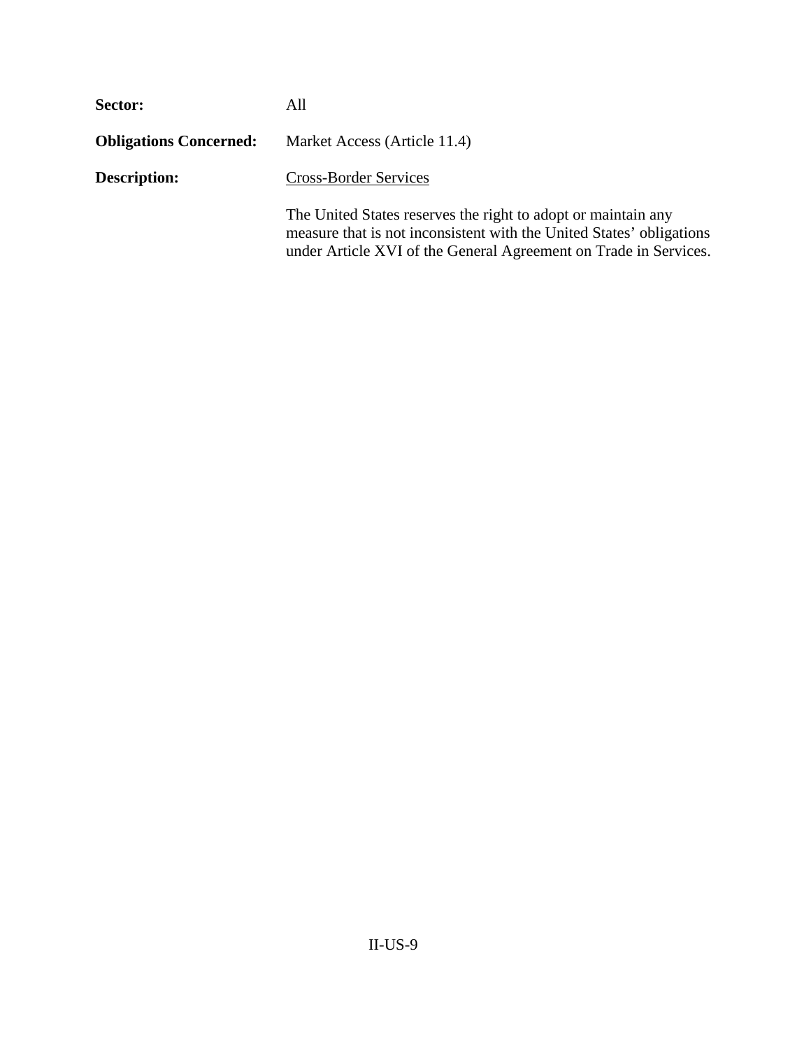**Sector:** All

**Obligations Concerned:** Market Access (Article 11.4)

**Description:** Cross-Border Services

The United States reserves the right to adopt or maintain any measure that is not inconsistent with the United States' obligations under Article XVI of the General Agreement on Trade in Services.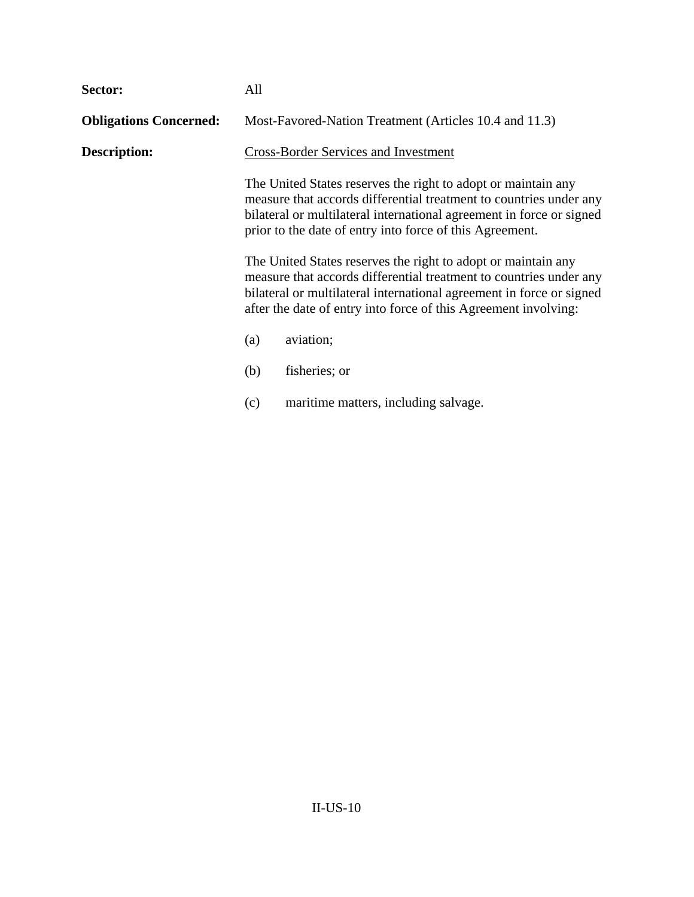**Sector:** All

**Obligations Concerned:** Most-Favored-Nation Treatment (Articles 10.4 and 11.3)

**Description:** <u>Cross-Border Services and Investment</u>

The United States reserves the right to adopt or maintain any measure that accords differential treatment to countries under any bilateral or multilateral international agreement in force or signed prior to the date of entry into force of this Agreement.

The United States reserves the right to adopt or maintain any measure that accords differential treatment to countries under any bilateral or multilateral international agreement in force or signed after the date of entry into force of this Agreement involving:

(a) aviation;

(b) fisheries; or

(c) maritime matters, including salvage.